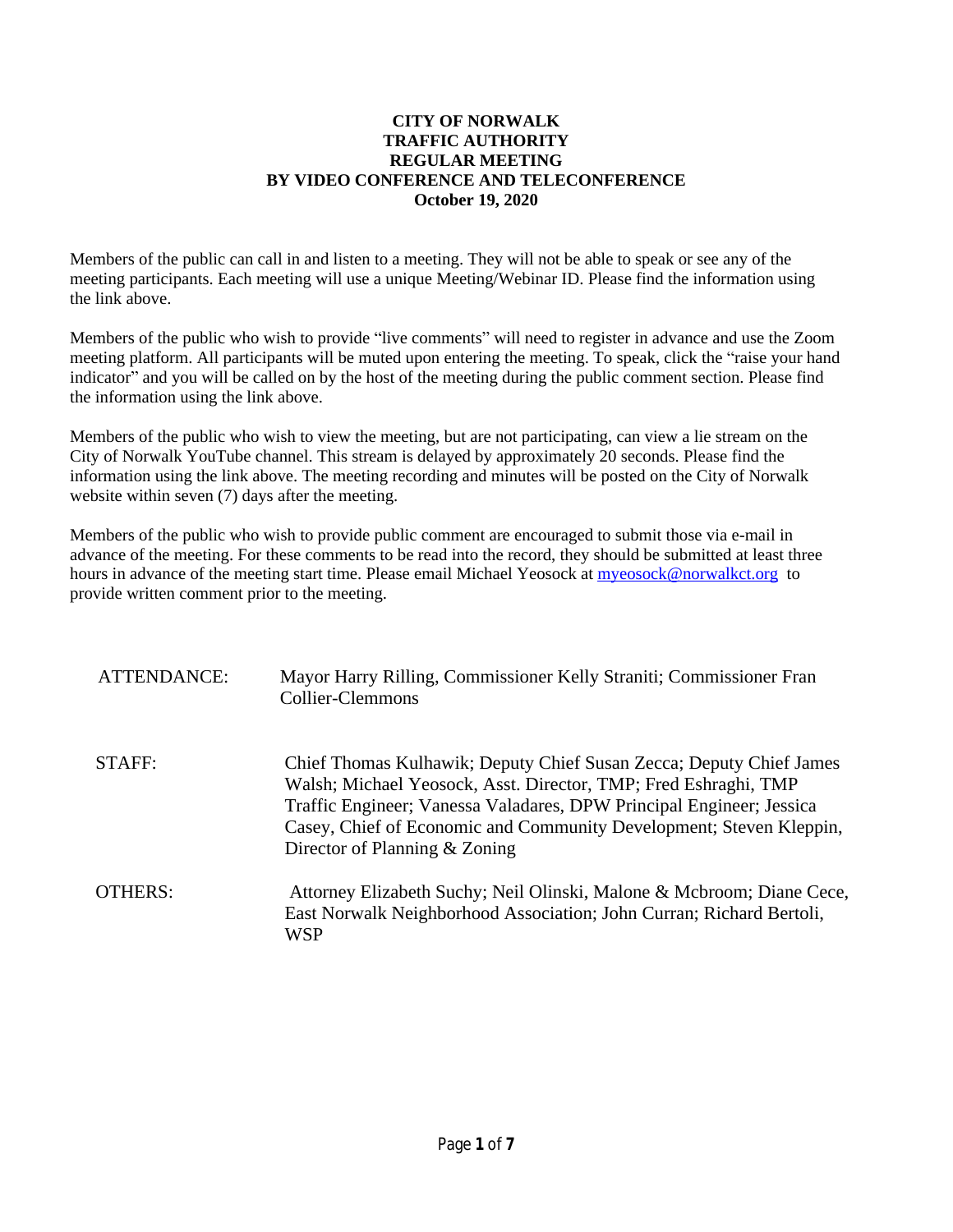**CITY OF NORWALK**
**TRAFFIC AUTHORITY**
**REGULAR MEETING**
**BY VIDEO CONFERENCE AND TELECONFERENCE**
**October 19, 2020**

Members of the public can call in and listen to a meeting. They will not be able to speak or see any of the meeting participants. Each meeting will use a unique Meeting/Webinar ID. Please find the information using the link above.

Members of the public who wish to provide "live comments" will need to register in advance and use the Zoom meeting platform. All participants will be muted upon entering the meeting. To speak, click the "raise your hand indicator" and you will be called on by the host of the meeting during the public comment section. Please find the information using the link above.

Members of the public who wish to view the meeting, but are not participating, can view a lie stream on the City of Norwalk YouTube channel. This stream is delayed by approximately 20 seconds. Please find the information using the link above. The meeting recording and minutes will be posted on the City of Norwalk website within seven (7) days after the meeting.

Members of the public who wish to provide public comment are encouraged to submit those via e-mail in advance of the meeting. For these comments to be read into the record, they should be submitted at least three hours in advance of the meeting start time. Please email Michael Yeosock at myeosock@norwalkct.org to provide written comment prior to the meeting.

ATTENDANCE: Mayor Harry Rilling, Commissioner Kelly Straniti; Commissioner Fran Collier-Clemmons

STAFF: Chief Thomas Kulhawik; Deputy Chief Susan Zecca; Deputy Chief James Walsh; Michael Yeosock, Asst. Director, TMP; Fred Eshraghi, TMP Traffic Engineer; Vanessa Valadares, DPW Principal Engineer; Jessica Casey, Chief of Economic and Community Development; Steven Kleppin, Director of Planning & Zoning

OTHERS: Attorney Elizabeth Suchy; Neil Olinski, Malone & Mcbroom; Diane Cece, East Norwalk Neighborhood Association; John Curran; Richard Bertoli, WSP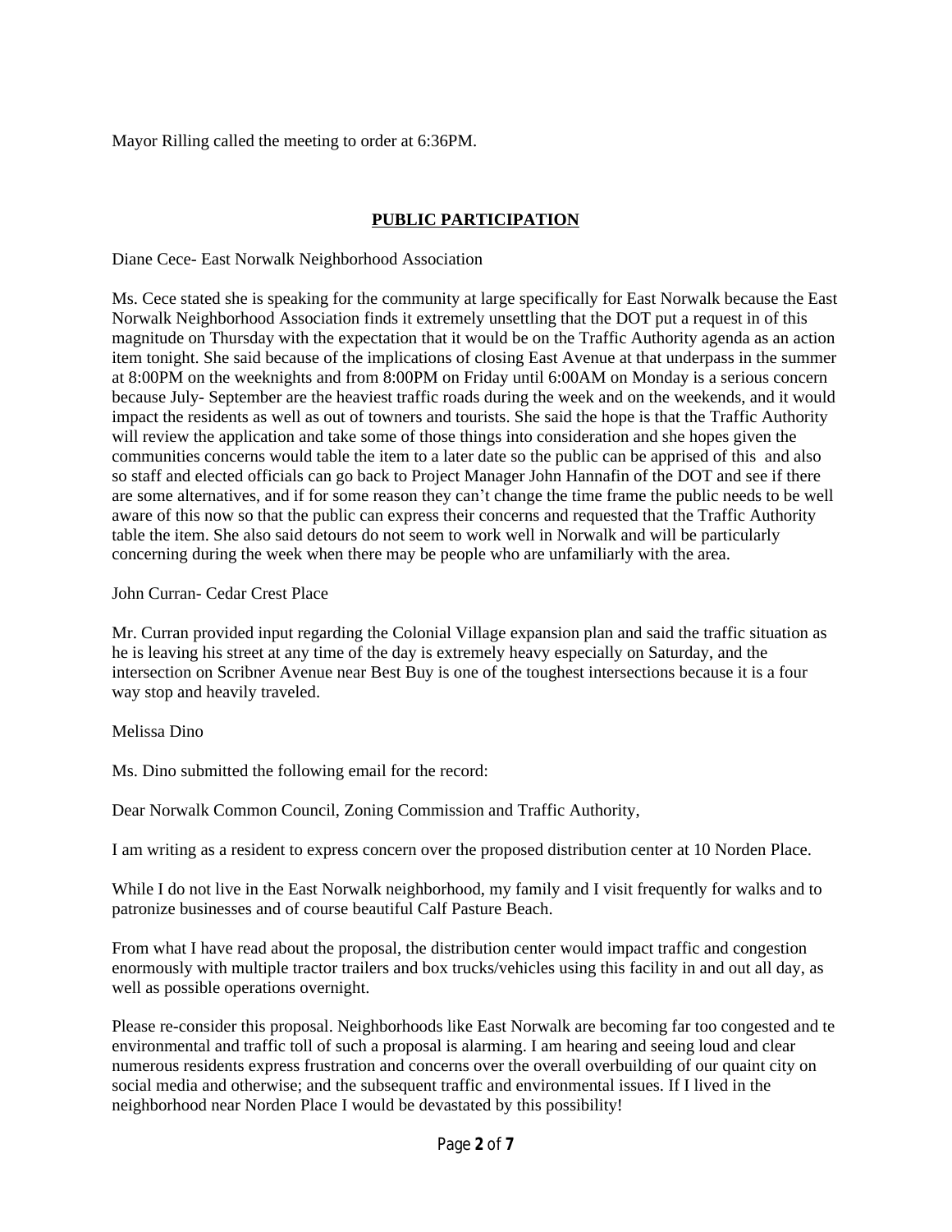Mayor Rilling called the meeting to order at 6:36PM.

## PUBLIC PARTICIPATION

Diane Cece- East Norwalk Neighborhood Association

Ms. Cece stated she is speaking for the community at large specifically for East Norwalk because the East Norwalk Neighborhood Association finds it extremely unsettling that the DOT put a request in of this magnitude on Thursday with the expectation that it would be on the Traffic Authority agenda as an action item tonight. She said because of the implications of closing East Avenue at that underpass in the summer at 8:00PM on the weeknights and from 8:00PM on Friday until 6:00AM on Monday is a serious concern because July- September are the heaviest traffic roads during the week and on the weekends, and it would impact the residents as well as out of towners and tourists. She said the hope is that the Traffic Authority will review the application and take some of those things into consideration and she hopes given the communities concerns would table the item to a later date so the public can be apprised of this and also so staff and elected officials can go back to Project Manager John Hannafin of the DOT and see if there are some alternatives, and if for some reason they can't change the time frame the public needs to be well aware of this now so that the public can express their concerns and requested that the Traffic Authority table the item. She also said detours do not seem to work well in Norwalk and will be particularly concerning during the week when there may be people who are unfamiliarly with the area.

John Curran- Cedar Crest Place

Mr. Curran provided input regarding the Colonial Village expansion plan and said the traffic situation as he is leaving his street at any time of the day is extremely heavy especially on Saturday, and the intersection on Scribner Avenue near Best Buy is one of the toughest intersections because it is a four way stop and heavily traveled.

Melissa Dino

Ms. Dino submitted the following email for the record:

Dear Norwalk Common Council, Zoning Commission and Traffic Authority,

I am writing as a resident to express concern over the proposed distribution center at 10 Norden Place.

While I do not live in the East Norwalk neighborhood, my family and I visit frequently for walks and to patronize businesses and of course beautiful Calf Pasture Beach.

From what I have read about the proposal, the distribution center would impact traffic and congestion enormously with multiple tractor trailers and box trucks/vehicles using this facility in and out all day, as well as possible operations overnight.

Please re-consider this proposal. Neighborhoods like East Norwalk are becoming far too congested and te environmental and traffic toll of such a proposal is alarming. I am hearing and seeing loud and clear numerous residents express frustration and concerns over the overall overbuilding of our quaint city on social media and otherwise; and the subsequent traffic and environmental issues. If I lived in the neighborhood near Norden Place I would be devastated by this possibility!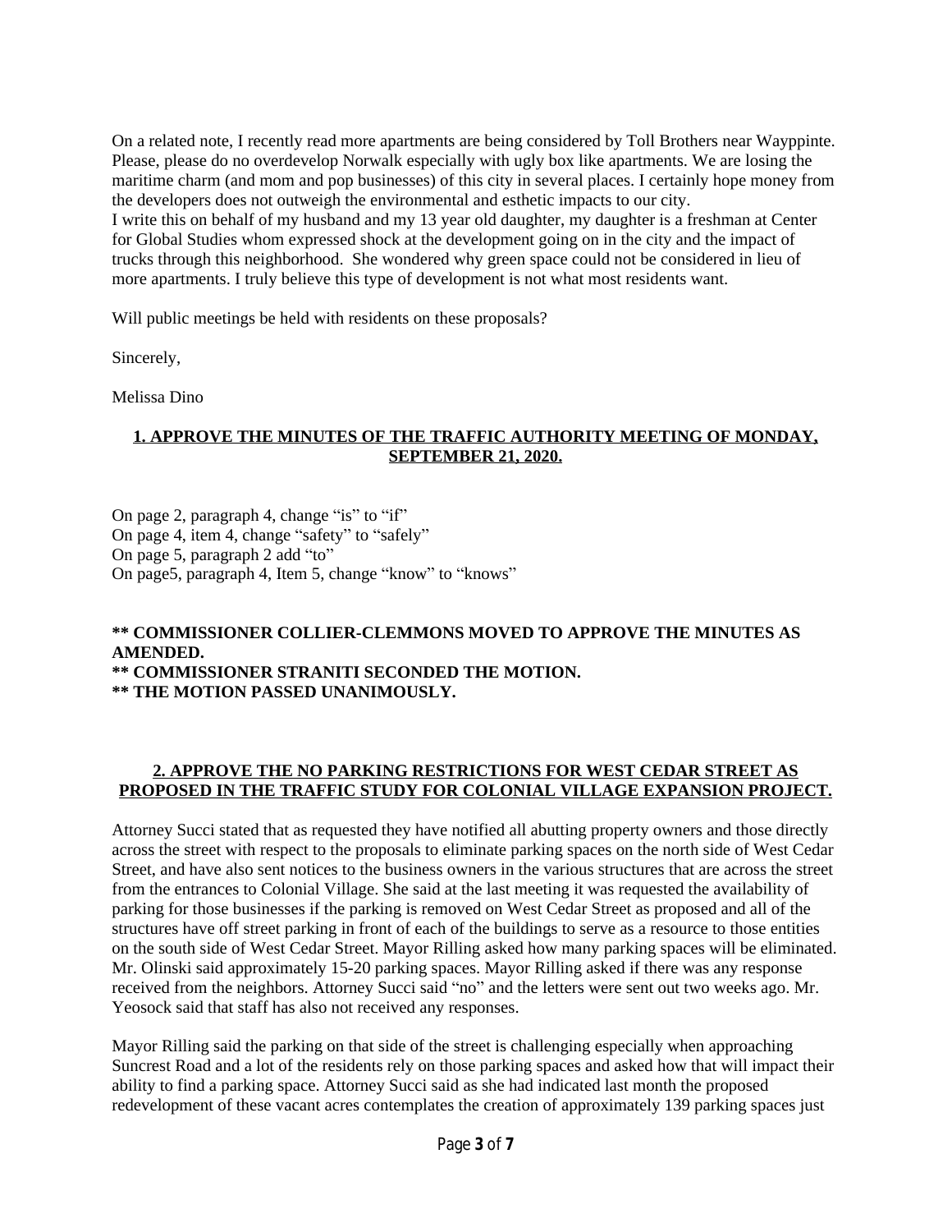On a related note, I recently read more apartments are being considered by Toll Brothers near Wayppinte. Please, please do no overdevelop Norwalk especially with ugly box like apartments. We are losing the maritime charm (and mom and pop businesses) of this city in several places. I certainly hope money from the developers does not outweigh the environmental and esthetic impacts to our city.
I write this on behalf of my husband and my 13 year old daughter, my daughter is a freshman at Center for Global Studies whom expressed shock at the development going on in the city and the impact of trucks through this neighborhood. She wondered why green space could not be considered in lieu of more apartments. I truly believe this type of development is not what most residents want.

Will public meetings be held with residents on these proposals?

Sincerely,

Melissa Dino

**1. APPROVE THE MINUTES OF THE TRAFFIC AUTHORITY MEETING OF MONDAY, SEPTEMBER 21, 2020.**

On page 2, paragraph 4, change "is" to "if"
On page 4, item 4, change "safety" to "safely"
On page 5, paragraph 2 add "to"
On page5, paragraph 4, Item 5, change "know" to "knows"

**\*\* COMMISSIONER COLLIER-CLEMMONS MOVED TO APPROVE THE MINUTES AS AMENDED.**
**\*\* COMMISSIONER STRANITI SECONDED THE MOTION.**
**\*\* THE MOTION PASSED UNANIMOUSLY.**

**2. APPROVE THE NO PARKING RESTRICTIONS FOR WEST CEDAR STREET AS PROPOSED IN THE TRAFFIC STUDY FOR COLONIAL VILLAGE EXPANSION PROJECT.**

Attorney Succi stated that as requested they have notified all abutting property owners and those directly across the street with respect to the proposals to eliminate parking spaces on the north side of West Cedar Street, and have also sent notices to the business owners in the various structures that are across the street from the entrances to Colonial Village. She said at the last meeting it was requested the availability of parking for those businesses if the parking is removed on West Cedar Street as proposed and all of the structures have off street parking in front of each of the buildings to serve as a resource to those entities on the south side of West Cedar Street. Mayor Rilling asked how many parking spaces will be eliminated. Mr. Olinski said approximately 15-20 parking spaces. Mayor Rilling asked if there was any response received from the neighbors. Attorney Succi said "no" and the letters were sent out two weeks ago. Mr. Yeosock said that staff has also not received any responses.

Mayor Rilling said the parking on that side of the street is challenging especially when approaching Suncrest Road and a lot of the residents rely on those parking spaces and asked how that will impact their ability to find a parking space. Attorney Succi said as she had indicated last month the proposed redevelopment of these vacant acres contemplates the creation of approximately 139 parking spaces just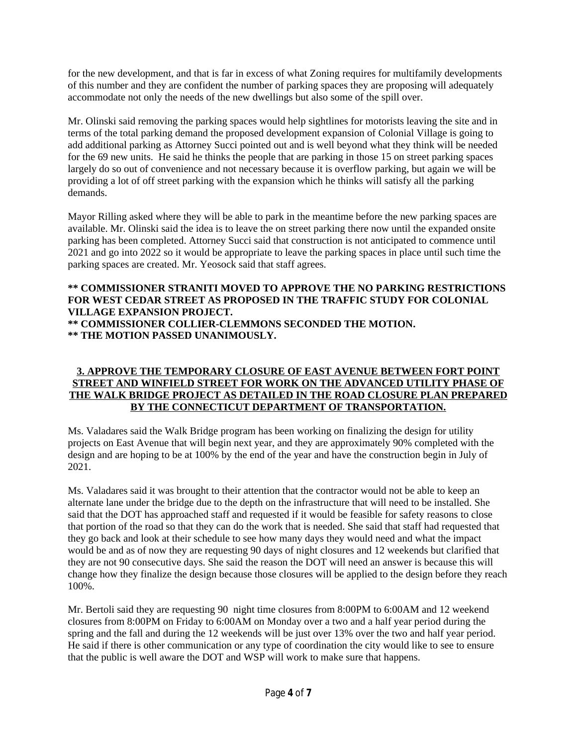for the new development, and that is far in excess of what Zoning requires for multifamily developments of this number and they are confident the number of parking spaces they are proposing will adequately accommodate not only the needs of the new dwellings but also some of the spill over.

Mr. Olinski said removing the parking spaces would help sightlines for motorists leaving the site and in terms of the total parking demand the proposed development expansion of Colonial Village is going to add additional parking as Attorney Succi pointed out and is well beyond what they think will be needed for the 69 new units. He said he thinks the people that are parking in those 15 on street parking spaces largely do so out of convenience and not necessary because it is overflow parking, but again we will be providing a lot of off street parking with the expansion which he thinks will satisfy all the parking demands.

Mayor Rilling asked where they will be able to park in the meantime before the new parking spaces are available. Mr. Olinski said the idea is to leave the on street parking there now until the expanded onsite parking has been completed. Attorney Succi said that construction is not anticipated to commence until 2021 and go into 2022 so it would be appropriate to leave the parking spaces in place until such time the parking spaces are created. Mr. Yeosock said that staff agrees.

**\*\* COMMISSIONER STRANITI MOVED TO APPROVE THE NO PARKING RESTRICTIONS FOR WEST CEDAR STREET AS PROPOSED IN THE TRAFFIC STUDY FOR COLONIAL VILLAGE EXPANSION PROJECT.**
**\*\* COMMISSIONER COLLIER-CLEMMONS SECONDED THE MOTION.**
**\*\* THE MOTION PASSED UNANIMOUSLY.**

**3. APPROVE THE TEMPORARY CLOSURE OF EAST AVENUE BETWEEN FORT POINT STREET AND WINFIELD STREET FOR WORK ON THE ADVANCED UTILITY PHASE OF THE WALK BRIDGE PROJECT AS DETAILED IN THE ROAD CLOSURE PLAN PREPARED BY THE CONNECTICUT DEPARTMENT OF TRANSPORTATION.**

Ms. Valadares said the Walk Bridge program has been working on finalizing the design for utility projects on East Avenue that will begin next year, and they are approximately 90% completed with the design and are hoping to be at 100% by the end of the year and have the construction begin in July of 2021.

Ms. Valadares said it was brought to their attention that the contractor would not be able to keep an alternate lane under the bridge due to the depth on the infrastructure that will need to be installed. She said that the DOT has approached staff and requested if it would be feasible for safety reasons to close that portion of the road so that they can do the work that is needed. She said that staff had requested that they go back and look at their schedule to see how many days they would need and what the impact would be and as of now they are requesting 90 days of night closures and 12 weekends but clarified that they are not 90 consecutive days. She said the reason the DOT will need an answer is because this will change how they finalize the design because those closures will be applied to the design before they reach 100%.

Mr. Bertoli said they are requesting 90 night time closures from 8:00PM to 6:00AM and 12 weekend closures from 8:00PM on Friday to 6:00AM on Monday over a two and a half year period during the spring and the fall and during the 12 weekends will be just over 13% over the two and half year period. He said if there is other communication or any type of coordination the city would like to see to ensure that the public is well aware the DOT and WSP will work to make sure that happens.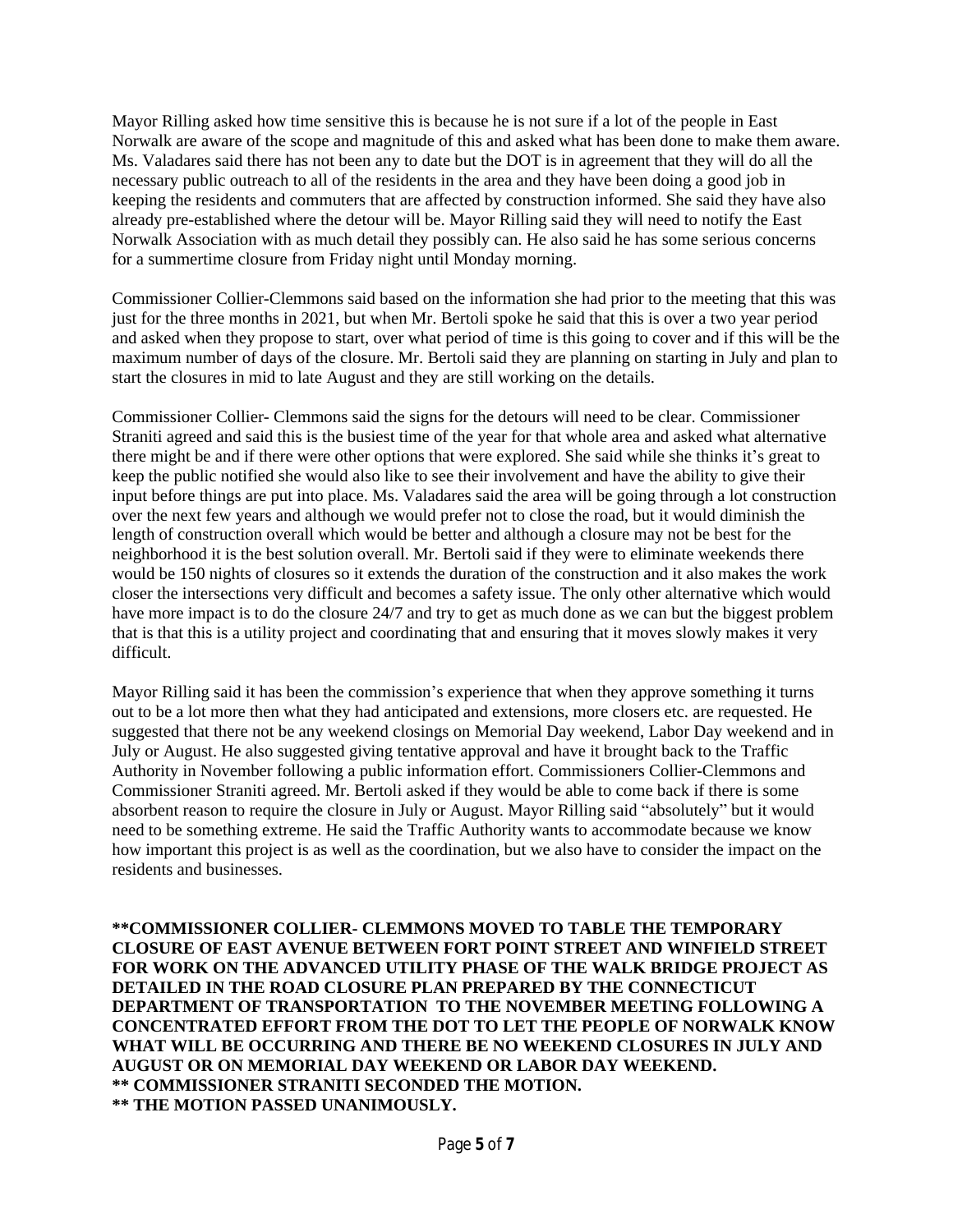Mayor Rilling asked how time sensitive this is because he is not sure if a lot of the people in East Norwalk are aware of the scope and magnitude of this and asked what has been done to make them aware. Ms. Valadares said there has not been any to date but the DOT is in agreement that they will do all the necessary public outreach to all of the residents in the area and they have been doing a good job in keeping the residents and commuters that are affected by construction informed. She said they have also already pre-established where the detour will be. Mayor Rilling said they will need to notify the East Norwalk Association with as much detail they possibly can. He also said he has some serious concerns for a summertime closure from Friday night until Monday morning.

Commissioner Collier-Clemmons said based on the information she had prior to the meeting that this was just for the three months in 2021, but when Mr. Bertoli spoke he said that this is over a two year period and asked when they propose to start, over what period of time is this going to cover and if this will be the maximum number of days of the closure. Mr. Bertoli said they are planning on starting in July and plan to start the closures in mid to late August and they are still working on the details.

Commissioner Collier- Clemmons said the signs for the detours will need to be clear. Commissioner Straniti agreed and said this is the busiest time of the year for that whole area and asked what alternative there might be and if there were other options that were explored. She said while she thinks it's great to keep the public notified she would also like to see their involvement and have the ability to give their input before things are put into place. Ms. Valadares said the area will be going through a lot construction over the next few years and although we would prefer not to close the road, but it would diminish the length of construction overall which would be better and although a closure may not be best for the neighborhood it is the best solution overall. Mr. Bertoli said if they were to eliminate weekends there would be 150 nights of closures so it extends the duration of the construction and it also makes the work closer the intersections very difficult and becomes a safety issue. The only other alternative which would have more impact is to do the closure 24/7 and try to get as much done as we can but the biggest problem that is that this is a utility project and coordinating that and ensuring that it moves slowly makes it very difficult.

Mayor Rilling said it has been the commission's experience that when they approve something it turns out to be a lot more then what they had anticipated and extensions, more closers etc. are requested. He suggested that there not be any weekend closings on Memorial Day weekend, Labor Day weekend and in July or August. He also suggested giving tentative approval and have it brought back to the Traffic Authority in November following a public information effort. Commissioners Collier-Clemmons and Commissioner Straniti agreed. Mr. Bertoli asked if they would be able to come back if there is some absorbent reason to require the closure in July or August. Mayor Rilling said "absolutely" but it would need to be something extreme. He said the Traffic Authority wants to accommodate because we know how important this project is as well as the coordination, but we also have to consider the impact on the residents and businesses.

**\*\*COMMISSIONER COLLIER- CLEMMONS MOVED TO TABLE THE TEMPORARY CLOSURE OF EAST AVENUE BETWEEN FORT POINT STREET AND WINFIELD STREET FOR WORK ON THE ADVANCED UTILITY PHASE OF THE WALK BRIDGE PROJECT AS DETAILED IN THE ROAD CLOSURE PLAN PREPARED BY THE CONNECTICUT DEPARTMENT OF TRANSPORTATION TO THE NOVEMBER MEETING FOLLOWING A CONCENTRATED EFFORT FROM THE DOT TO LET THE PEOPLE OF NORWALK KNOW WHAT WILL BE OCCURRING AND THERE BE NO WEEKEND CLOSURES IN JULY AND AUGUST OR ON MEMORIAL DAY WEEKEND OR LABOR DAY WEEKEND.**
**\*\* COMMISSIONER STRANITI SECONDED THE MOTION.**
**\*\* THE MOTION PASSED UNANIMOUSLY.**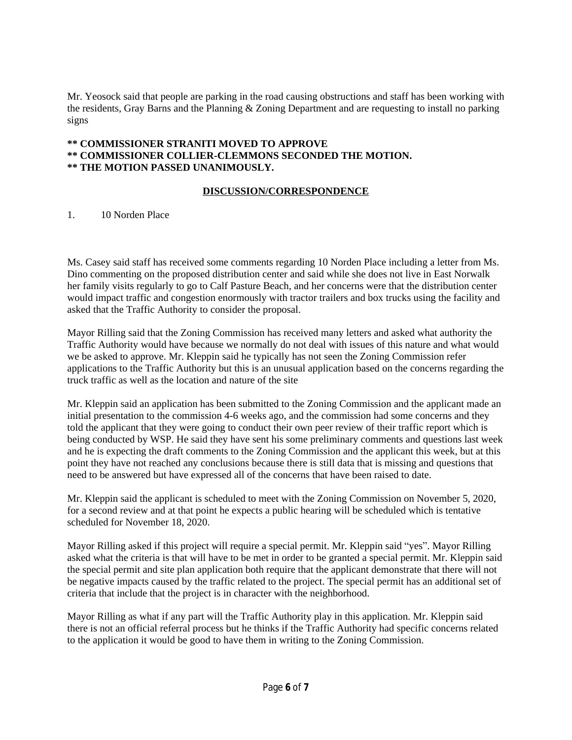Mr. Yeosock said that people are parking in the road causing obstructions and staff has been working with the residents, Gray Barns and the Planning & Zoning Department and are requesting to install no parking signs

**** COMMISSIONER STRANITI MOVED TO APPROVE**
**** COMMISSIONER COLLIER-CLEMMONS SECONDED THE MOTION.**
**** THE MOTION PASSED UNANIMOUSLY.**

## DISCUSSION/CORRESPONDENCE

1. 10 Norden Place

Ms. Casey said staff has received some comments regarding 10 Norden Place including a letter from Ms. Dino commenting on the proposed distribution center and said while she does not live in East Norwalk her family visits regularly to go to Calf Pasture Beach, and her concerns were that the distribution center would impact traffic and congestion enormously with tractor trailers and box trucks using the facility and asked that the Traffic Authority to consider the proposal.

Mayor Rilling said that the Zoning Commission has received many letters and asked what authority the Traffic Authority would have because we normally do not deal with issues of this nature and what would we be asked to approve. Mr. Kleppin said he typically has not seen the Zoning Commission refer applications to the Traffic Authority but this is an unusual application based on the concerns regarding the truck traffic as well as the location and nature of the site

Mr. Kleppin said an application has been submitted to the Zoning Commission and the applicant made an initial presentation to the commission 4-6 weeks ago, and the commission had some concerns and they told the applicant that they were going to conduct their own peer review of their traffic report which is being conducted by WSP. He said they have sent his some preliminary comments and questions last week and he is expecting the draft comments to the Zoning Commission and the applicant this week, but at this point they have not reached any conclusions because there is still data that is missing and questions that need to be answered but have expressed all of the concerns that have been raised to date.

Mr. Kleppin said the applicant is scheduled to meet with the Zoning Commission on November 5, 2020, for a second review and at that point he expects a public hearing will be scheduled which is tentative scheduled for November 18, 2020.

Mayor Rilling asked if this project will require a special permit. Mr. Kleppin said "yes". Mayor Rilling asked what the criteria is that will have to be met in order to be granted a special permit. Mr. Kleppin said the special permit and site plan application both require that the applicant demonstrate that there will not be negative impacts caused by the traffic related to the project. The special permit has an additional set of criteria that include that the project is in character with the neighborhood.

Mayor Rilling as what if any part will the Traffic Authority play in this application. Mr. Kleppin said there is not an official referral process but he thinks if the Traffic Authority had specific concerns related to the application it would be good to have them in writing to the Zoning Commission.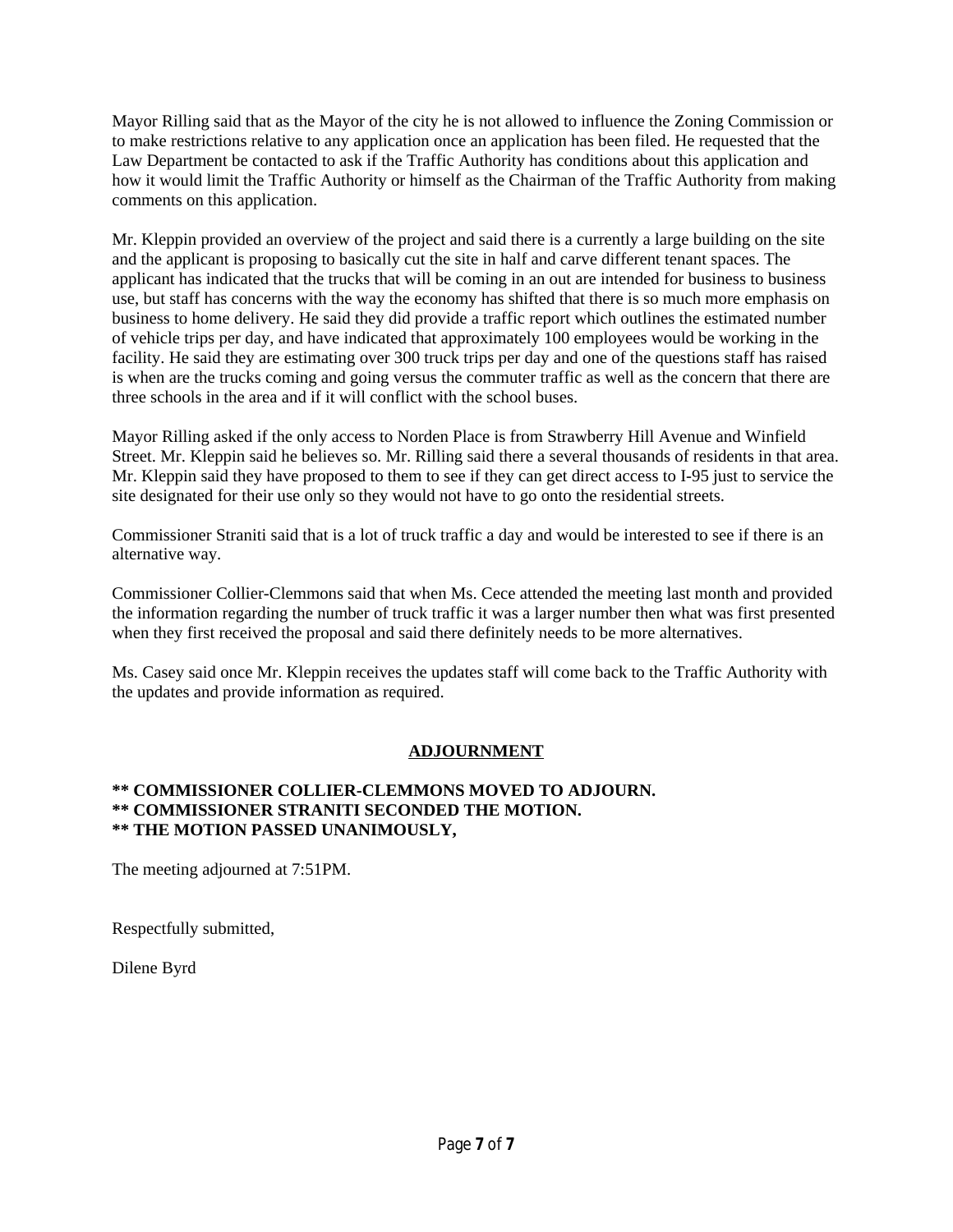Mayor Rilling said that as the Mayor of the city he is not allowed to influence the Zoning Commission or to make restrictions relative to any application once an application has been filed. He requested that the Law Department be contacted to ask if the Traffic Authority has conditions about this application and how it would limit the Traffic Authority or himself as the Chairman of the Traffic Authority from making comments on this application.

Mr. Kleppin provided an overview of the project and said there is a currently a large building on the site and the applicant is proposing to basically cut the site in half and carve different tenant spaces. The applicant has indicated that the trucks that will be coming in an out are intended for business to business use, but staff has concerns with the way the economy has shifted that there is so much more emphasis on business to home delivery. He said they did provide a traffic report which outlines the estimated number of vehicle trips per day, and have indicated that approximately 100 employees would be working in the facility. He said they are estimating over 300 truck trips per day and one of the questions staff has raised is when are the trucks coming and going versus the commuter traffic as well as the concern that there are three schools in the area and if it will conflict with the school buses.

Mayor Rilling asked if the only access to Norden Place is from Strawberry Hill Avenue and Winfield Street. Mr. Kleppin said he believes so. Mr. Rilling said there a several thousands of residents in that area. Mr. Kleppin said they have proposed to them to see if they can get direct access to I-95 just to service the site designated for their use only so they would not have to go onto the residential streets.

Commissioner Straniti said that is a lot of truck traffic a day and would be interested to see if there is an alternative way.

Commissioner Collier-Clemmons said that when Ms. Cece attended the meeting last month and provided the information regarding the number of truck traffic it was a larger number then what was first presented when they first received the proposal and said there definitely needs to be more alternatives.

Ms. Casey said once Mr. Kleppin receives the updates staff will come back to the Traffic Authority with the updates and provide information as required.

## ADJOURNMENT

**\*\* COMMISSIONER COLLIER-CLEMMONS MOVED TO ADJOURN.**
**\*\* COMMISSIONER STRANITI SECONDED THE MOTION.**
**\*\* THE MOTION PASSED UNANIMOUSLY,**

The meeting adjourned at 7:51PM.

Respectfully submitted,

Dilene Byrd